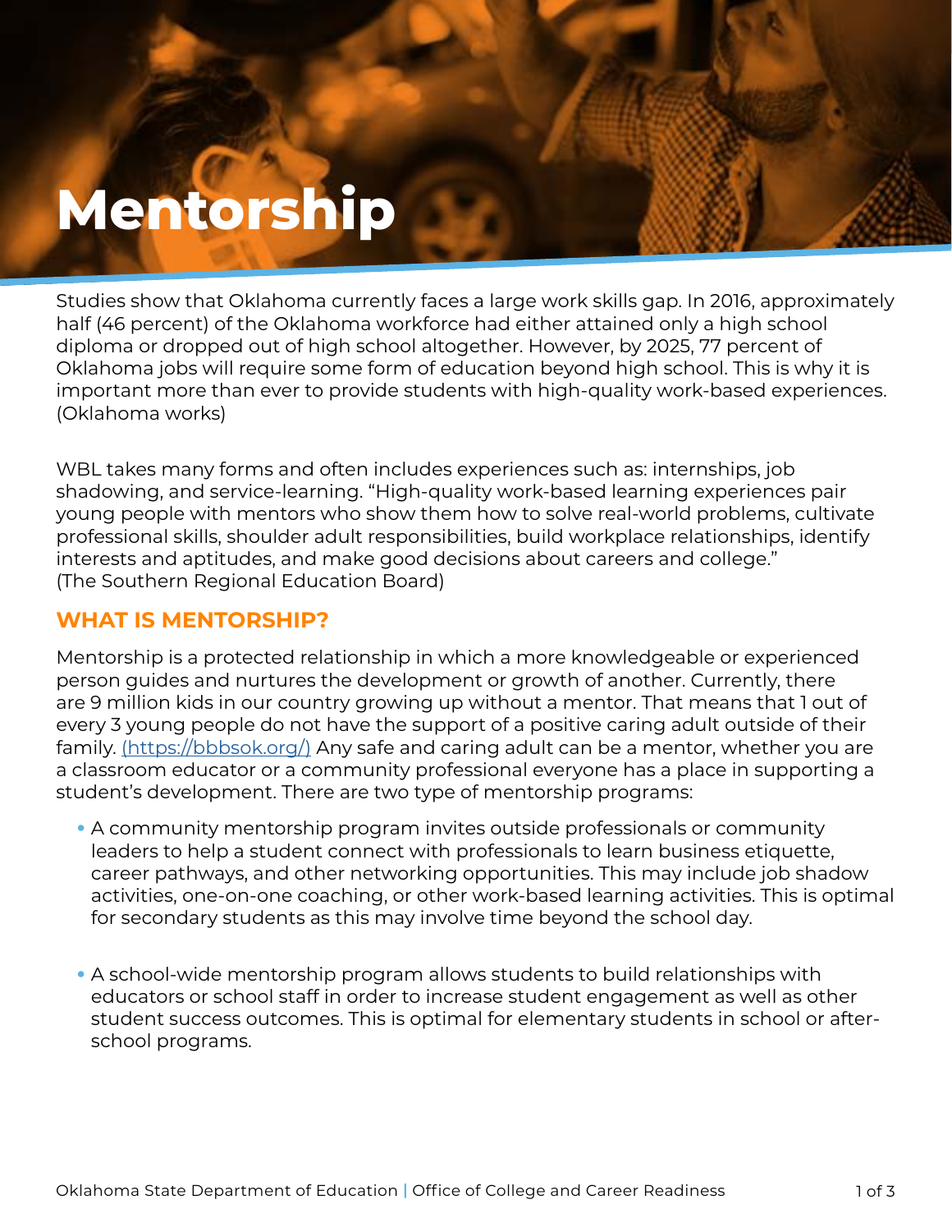# Mentorship

Studies show that Oklahoma currently faces a large work skills gap. In 2016, approximately half (46 percent) of the Oklahoma workforce had either attained only a high school diploma or dropped out of high school altogether. However, by 2025, 77 percent of Oklahoma jobs will require some form of education beyond high school. This is why it is important more than ever to provide students with high-quality work-based experiences. (Oklahoma works)

WBL takes many forms and often includes experiences such as: internships, job shadowing, and service-learning. "High-quality work-based learning experiences pair young people with mentors who show them how to solve real-world problems, cultivate professional skills, shoulder adult responsibilities, build workplace relationships, identify interests and aptitudes, and make good decisions about careers and college." (The Southern Regional Education Board)

## WHAT IS MENTORSHIP?

Mentorship is a protected relationship in which a more knowledgeable or experienced person guides and nurtures the development or growth of another. Currently, there are 9 million kids in our country growing up without a mentor. That means that 1 out of every 3 young people do not have the support of a positive caring adult outside of their family. [(https://bbbsok.org/)](https://bbbsok.org/) Any safe and caring adult can be a mentor, whether you are a classroom educator or a community professional everyone has a place in supporting a student's development. There are two type of mentorship programs:

- A community mentorship program invites outside professionals or community leaders to help a student connect with professionals to learn business etiquette, career pathways, and other networking opportunities. This may include job shadow activities, one-on-one coaching, or other work-based learning activities. This is optimal for secondary students as this may involve time beyond the school day.

- A school-wide mentorship program allows students to build relationships with educators or school staff in order to increase student engagement as well as other student success outcomes. This is optimal for elementary students in school or after-school programs.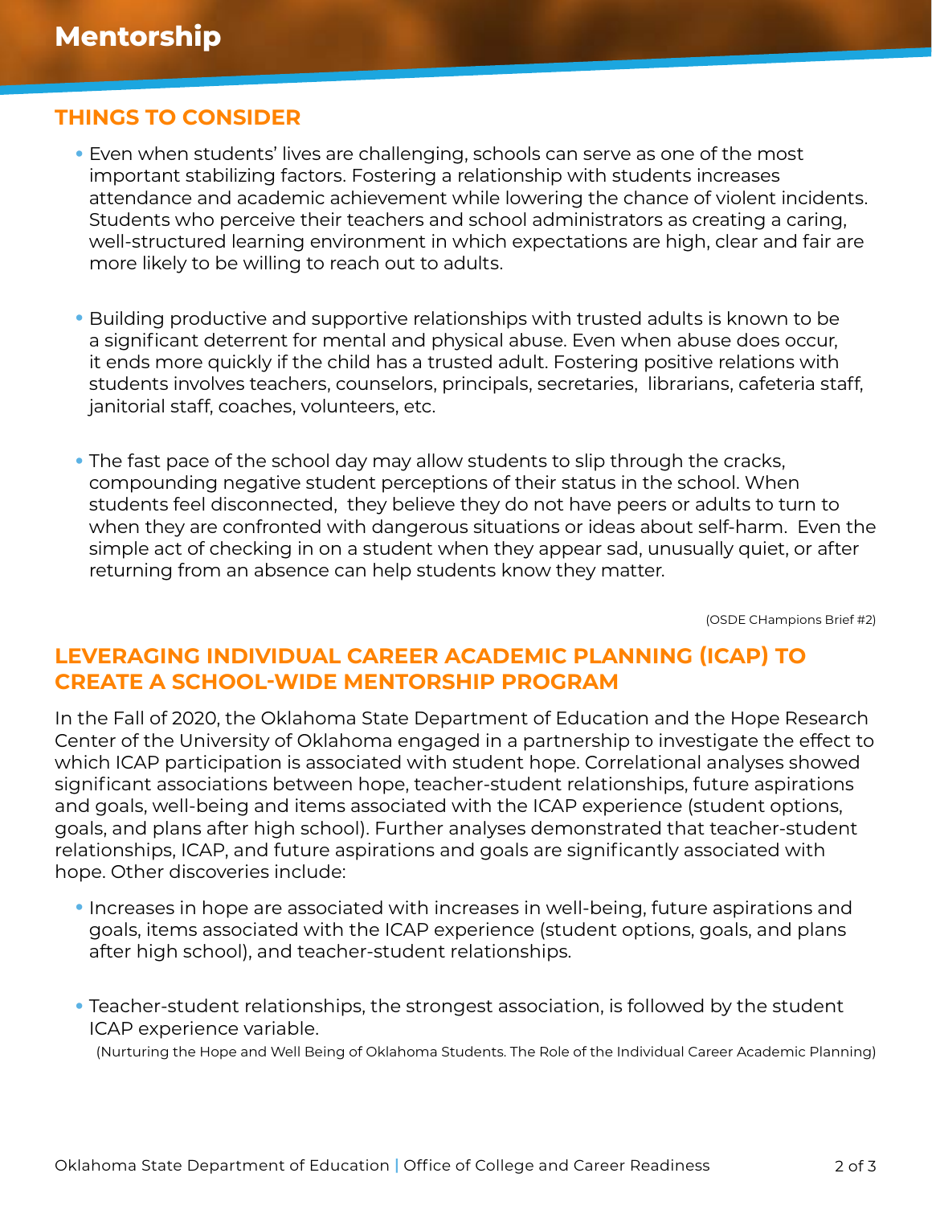# Mentorship

## THINGS TO CONSIDER

- Even when students' lives are challenging, schools can serve as one of the most important stabilizing factors. Fostering a relationship with students increases attendance and academic achievement while lowering the chance of violent incidents. Students who perceive their teachers and school administrators as creating a caring, well-structured learning environment in which expectations are high, clear and fair are more likely to be willing to reach out to adults.

- Building productive and supportive relationships with trusted adults is known to be a significant deterrent for mental and physical abuse. Even when abuse does occur, it ends more quickly if the child has a trusted adult. Fostering positive relations with students involves teachers, counselors, principals, secretaries, librarians, cafeteria staff, janitorial staff, coaches, volunteers, etc.

- The fast pace of the school day may allow students to slip through the cracks, compounding negative student perceptions of their status in the school. When students feel disconnected, they believe they do not have peers or adults to turn to when they are confronted with dangerous situations or ideas about self-harm. Even the simple act of checking in on a student when they appear sad, unusually quiet, or after returning from an absence can help students know they matter.

(OSDE CHampions Brief #2)

## LEVERAGING INDIVIDUAL CAREER ACADEMIC PLANNING (ICAP) TO CREATE A SCHOOL-WIDE MENTORSHIP PROGRAM

In the Fall of 2020, the Oklahoma State Department of Education and the Hope Research Center of the University of Oklahoma engaged in a partnership to investigate the effect to which ICAP participation is associated with student hope. Correlational analyses showed significant associations between hope, teacher-student relationships, future aspirations and goals, well-being and items associated with the ICAP experience (student options, goals, and plans after high school). Further analyses demonstrated that teacher-student relationships, ICAP, and future aspirations and goals are significantly associated with hope. Other discoveries include:

- Increases in hope are associated with increases in well-being, future aspirations and goals, items associated with the ICAP experience (student options, goals, and plans after high school), and teacher-student relationships.

- Teacher-student relationships, the strongest association, is followed by the student ICAP experience variable.

(Nurturing the Hope and Well Being of Oklahoma Students. The Role of the Individual Career Academic Planning)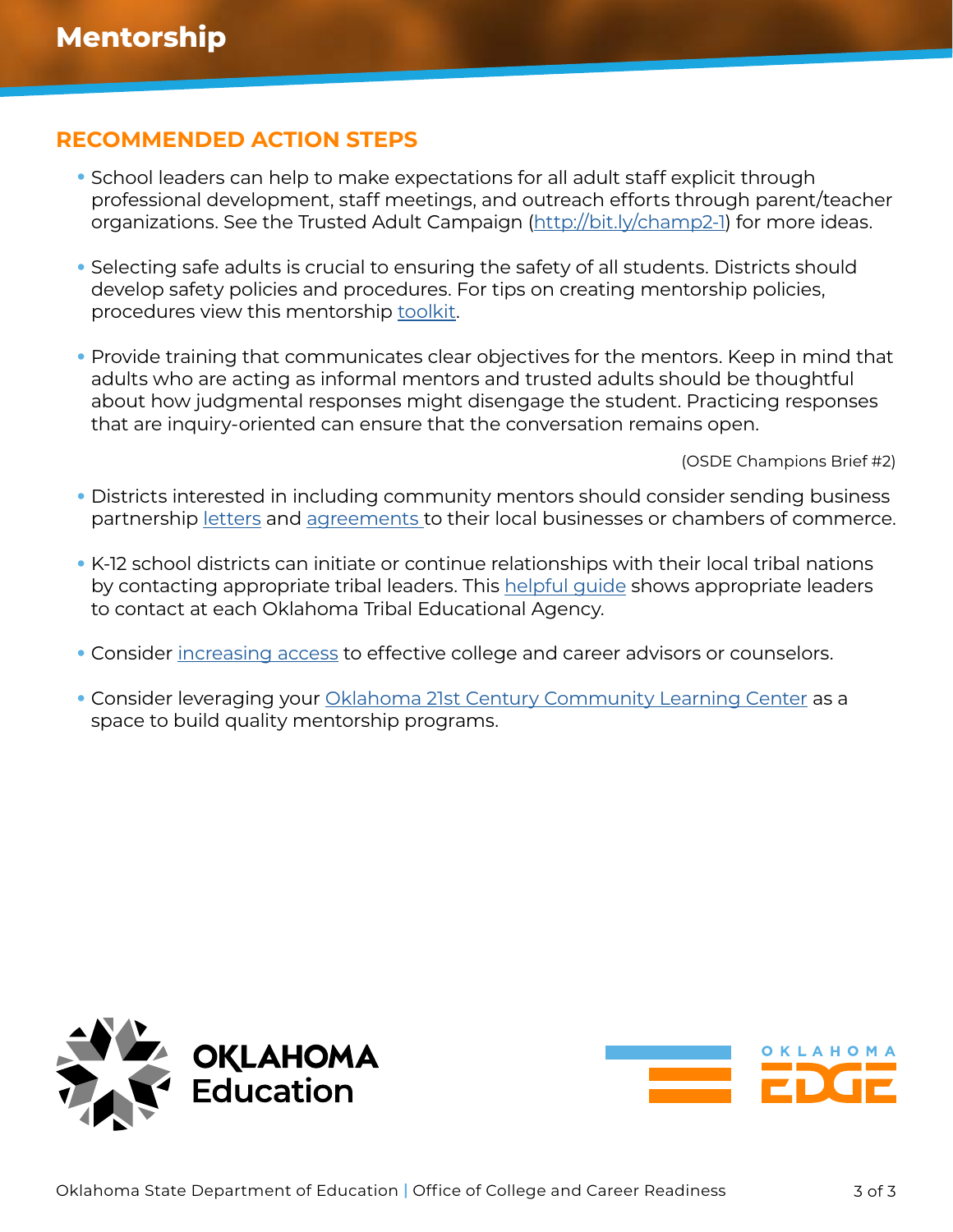# Mentorship

## RECOMMENDED ACTION STEPS

- School leaders can help to make expectations for all adult staff explicit through professional development, staff meetings, and outreach efforts through parent/teacher organizations. See the Trusted Adult Campaign (http://bit.ly/champ2-1) for more ideas.
- Selecting safe adults is crucial to ensuring the safety of all students. Districts should develop safety policies and procedures. For tips on creating mentorship policies, procedures view this mentorship toolkit.
- Provide training that communicates clear objectives for the mentors. Keep in mind that adults who are acting as informal mentors and trusted adults should be thoughtful about how judgmental responses might disengage the student. Practicing responses that are inquiry-oriented can ensure that the conversation remains open.

(OSDE Champions Brief #2)

- Districts interested in including community mentors should consider sending business partnership letters and agreements to their local businesses or chambers of commerce.
- K-12 school districts can initiate or continue relationships with their local tribal nations by contacting appropriate tribal leaders. This helpful guide shows appropriate leaders to contact at each Oklahoma Tribal Educational Agency.
- Consider increasing access to effective college and career advisors or counselors.
- Consider leveraging your Oklahoma 21st Century Community Learning Center as a space to build quality mentorship programs.

OKLAHOMA Education

OKLAHOMA EDGE

Oklahoma State Department of Education | Office of College and Career Readiness